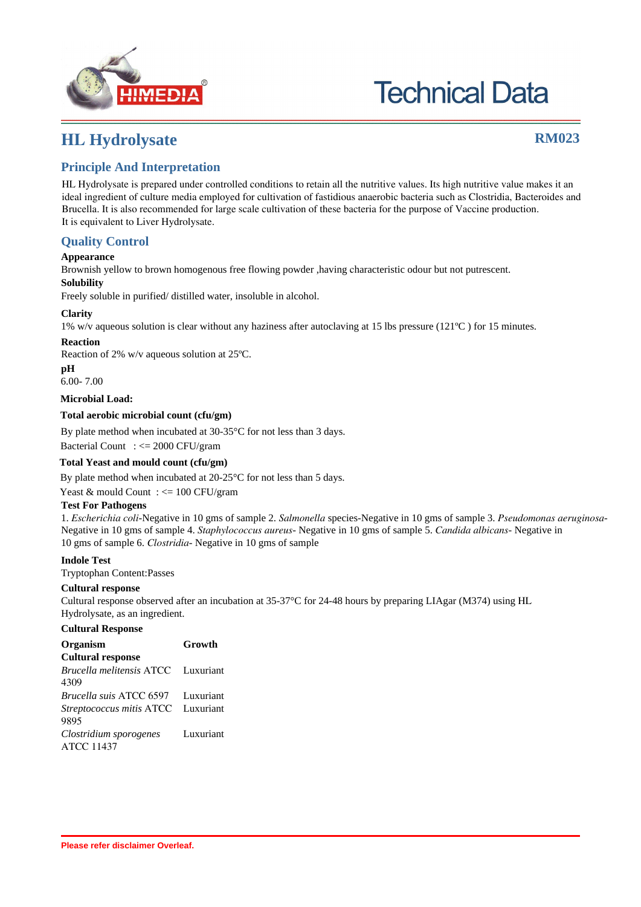# HL Hydrolysate

**RM023**

## Principle And Interpretation

HL Hydrolysate is prepared under controlled conditions to retain all the nutritive values. Its high nutritive value makes it an ideal ingredient of culture media employed for cultivation of fastidious anaerobic bacteria such as Clostridia, Bacteroides and Brucella. It is also recommended for large scale cultivation of these bacteria for the purpose of Vaccine production.
It is equivalent to Liver Hydrolysate.

## Quality Control

**Appearance**

Brownish yellow to brown homogenous free flowing powder ,having characteristic odour but not putrescent.

**Solubility**

Freely soluble in purified/ distilled water, insoluble in alcohol.

**Clarity**

1% w/v aqueous solution is clear without any haziness after autoclaving at 15 lbs pressure (121ºC ) for 15 minutes.

**Reaction**

Reaction of 2% w/v aqueous solution at 25ºC.

**pH**

6.00- 7.00

**Microbial Load:**

**Total aerobic microbial count (cfu/gm)**

By plate method when incubated at 30-35°C for not less than 3 days.

Bacterial Count : <= 2000 CFU/gram

**Total Yeast and mould count (cfu/gm)**

By plate method when incubated at 20-25°C for not less than 5 days.

Yeast & mould Count : <= 100 CFU/gram

**Test For Pathogens**

1. *Escherichia coli*-Negative in 10 gms of sample 2. *Salmonella* species-Negative in 10 gms of sample 3. *Pseudomonas aeruginosa*-Negative in 10 gms of sample 4. *Staphylococcus aureus*- Negative in 10 gms of sample 5. *Candida albicans*- Negative in 10 gms of sample 6. *Clostridia*- Negative in 10 gms of sample

**Indole Test**

Tryptophan Content:Passes

**Cultural response**

Cultural response observed after an incubation at 35-37°C for 24-48 hours by preparing LIAgar (M374) using HL Hydrolysate, as an ingredient.

**Cultural Response**

| Organism | Growth |
|---|---|
| **Cultural response** | |
| *Brucella melitensis* ATCC 4309 | Luxuriant |
| *Brucella suis* ATCC 6597 | Luxuriant |
| *Streptococcus mitis* ATCC 9895 | Luxuriant |
| *Clostridium sporogenes* ATCC 11437 | Luxuriant |

Please refer disclaimer Overleaf.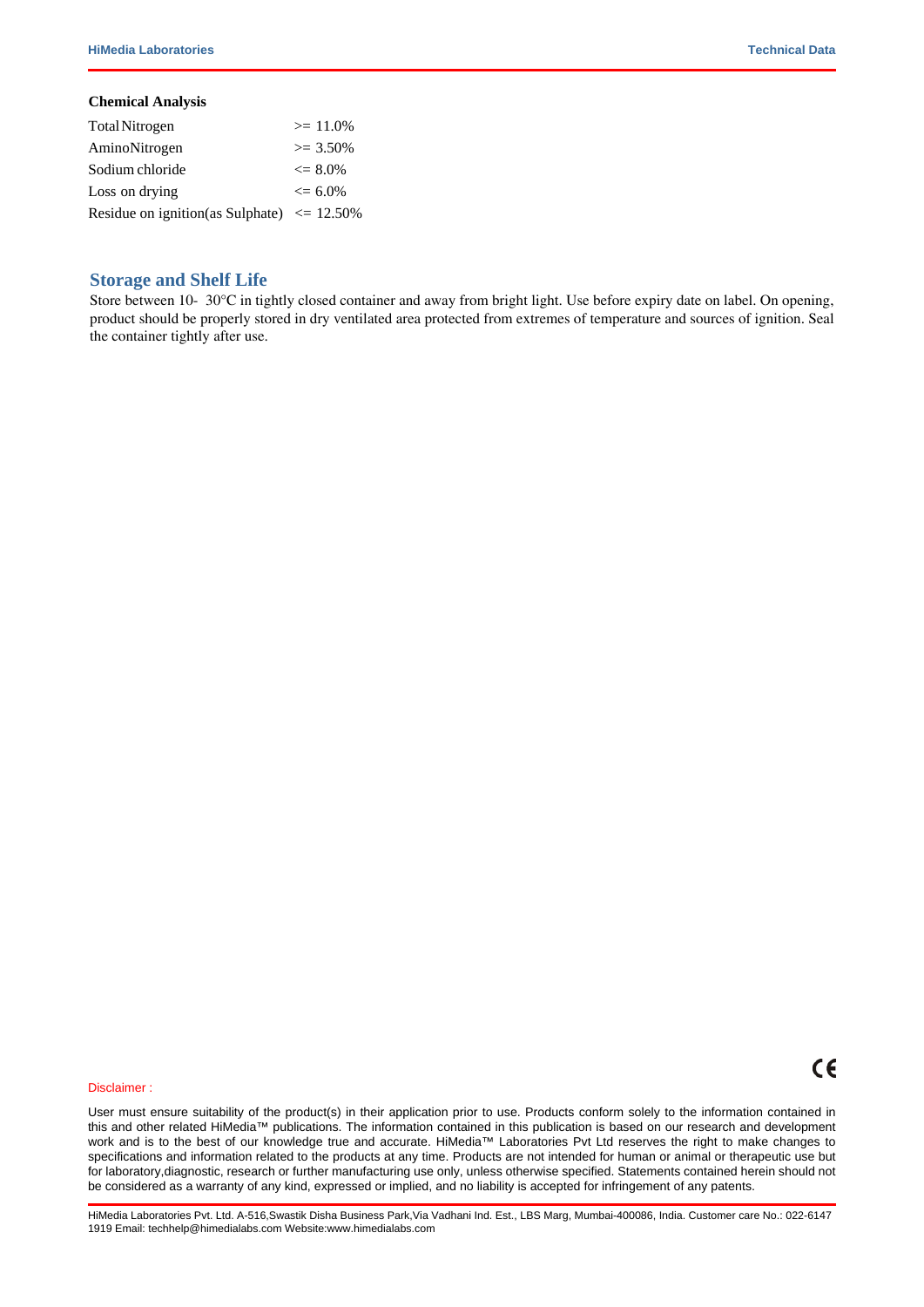**Chemical Analysis**

| | |
|---|---|
| Total Nitrogen | >= 11.0% |
| AminoNitrogen | >= 3.50% |
| Sodium chloride | <= 8.0% |
| Loss on drying | <= 6.0% |
| Residue on ignition(as Sulphate) | <= 12.50% |

## Storage and Shelf Life

Store between 10- 30°C in tightly closed container and away from bright light. Use before expiry date on label. On opening, product should be properly stored in dry ventilated area protected from extremes of temperature and sources of ignition. Seal the container tightly after use.

Disclaimer :

User must ensure suitability of the product(s) in their application prior to use. Products conform solely to the information contained in this and other related HiMedia™ publications. The information contained in this publication is based on our research and development work and is to the best of our knowledge true and accurate. HiMedia™ Laboratories Pvt Ltd reserves the right to make changes to specifications and information related to the products at any time. Products are not intended for human or animal or therapeutic use but for laboratory,diagnostic, research or further manufacturing use only, unless otherwise specified. Statements contained herein should not be considered as a warranty of any kind, expressed or implied, and no liability is accepted for infringement of any patents.

HiMedia Laboratories Pvt. Ltd. A-516,Swastik Disha Business Park,Via Vadhani Ind. Est., LBS Marg, Mumbai-400086, India. Customer care No.: 022-6147 1919 Email: techhelp@himedialabs.com Website:www.himedialabs.com